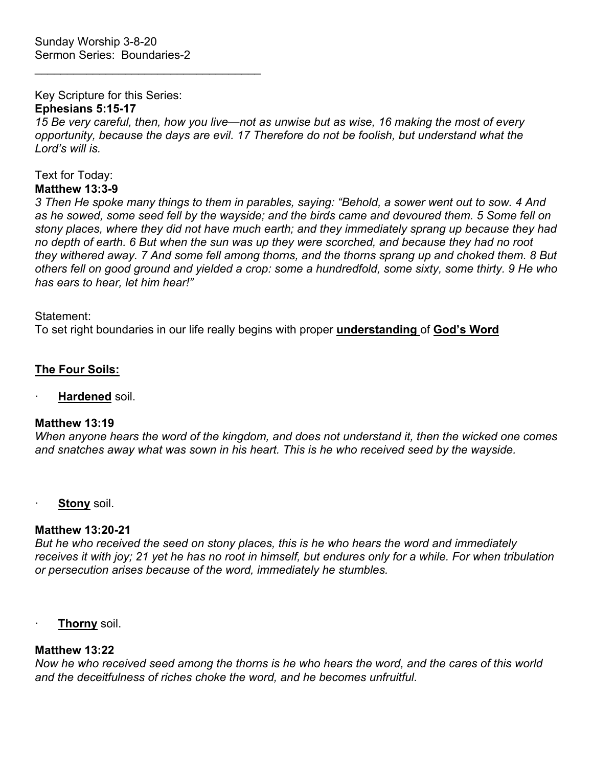Sunday Worship 3-8-20
Sermon Series: Boundaries-2

---

Key Scripture for this Series:
**Ephesians 5:15-17**
*15 Be very careful, then, how you live—not as unwise but as wise, 16 making the most of every opportunity, because the days are evil. 17 Therefore do not be foolish, but understand what the Lord's will is.*

Text for Today:
**Matthew 13:3-9**
*3 Then He spoke many things to them in parables, saying: "Behold, a sower went out to sow. 4 And as he sowed, some seed fell by the wayside; and the birds came and devoured them. 5 Some fell on stony places, where they did not have much earth; and they immediately sprang up because they had no depth of earth. 6 But when the sun was up they were scorched, and because they had no root they withered away. 7 And some fell among thorns, and the thorns sprang up and choked them. 8 But others fell on good ground and yielded a crop: some a hundredfold, some sixty, some thirty. 9 He who has ears to hear, let him hear!"*

Statement:
To set right boundaries in our life really begins with proper **<u>understanding</u>** of **<u>God's Word</u>**

**<u>The Four Soils:</u>**

- **<u>Hardened</u>** soil.

**Matthew 13:19**
*When anyone hears the word of the kingdom, and does not understand it, then the wicked one comes and snatches away what was sown in his heart. This is he who received seed by the wayside.*

- **<u>Stony</u>** soil.

**Matthew 13:20-21**
*But he who received the seed on stony places, this is he who hears the word and immediately receives it with joy; 21 yet he has no root in himself, but endures only for a while. For when tribulation or persecution arises because of the word, immediately he stumbles.*

- **<u>Thorny</u>** soil.

**Matthew 13:22**
*Now he who received seed among the thorns is he who hears the word, and the cares of this world and the deceitfulness of riches choke the word, and he becomes unfruitful.*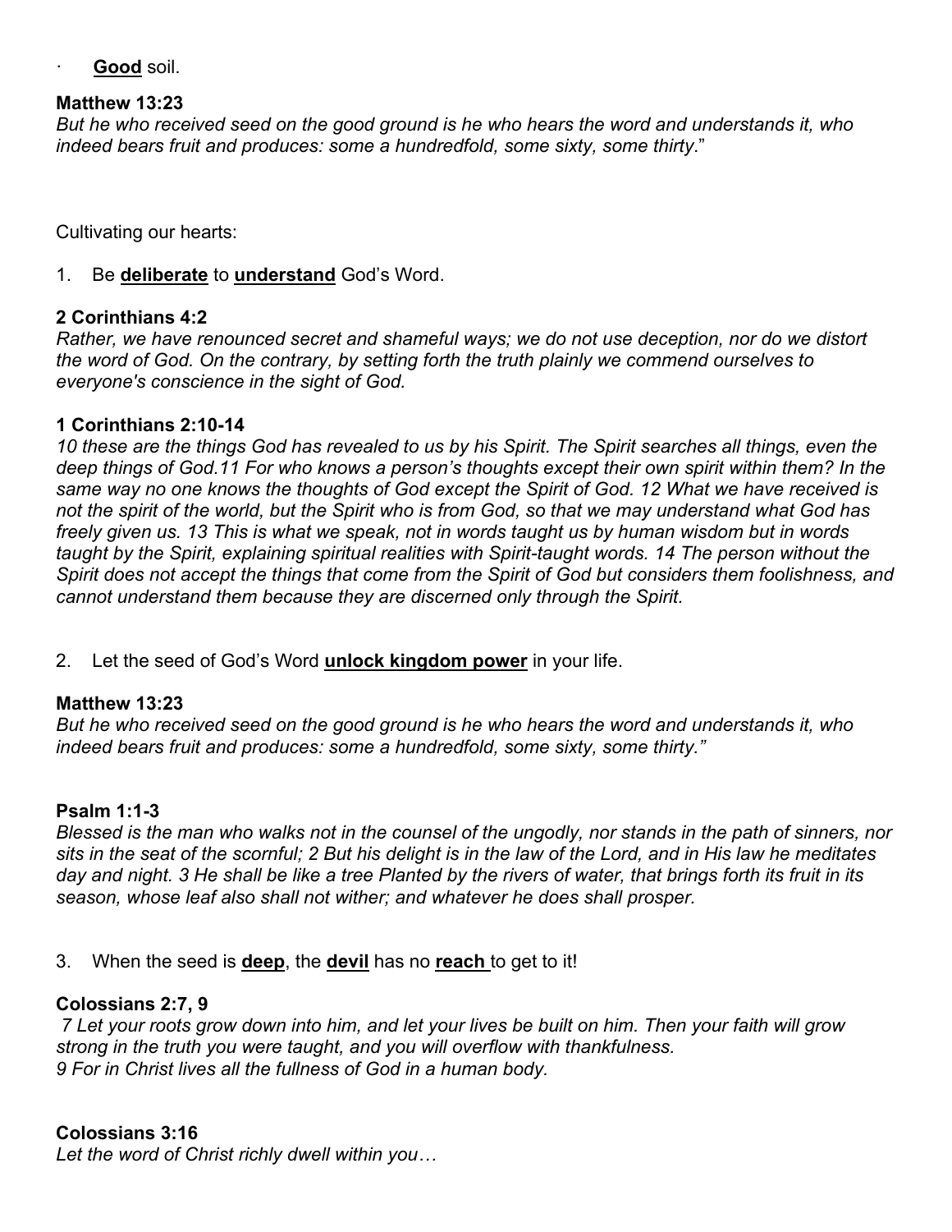· **<u>Good</u>** soil.

**Matthew 13:23**
*But he who received seed on the good ground is he who hears the word and understands it, who indeed bears fruit and produces: some a hundredfold, some sixty, some thirty*."

Cultivating our hearts:

1. Be **<u>deliberate</u>** to **<u>understand</u>** God's Word.

**2 Corinthians 4:2**
*Rather, we have renounced secret and shameful ways; we do not use deception, nor do we distort the word of God. On the contrary, by setting forth the truth plainly we commend ourselves to everyone's conscience in the sight of God.*

**1 Corinthians 2:10-14**
*10 these are the things God has revealed to us by his Spirit. The Spirit searches all things, even the deep things of God.11 For who knows a person's thoughts except their own spirit within them? In the same way no one knows the thoughts of God except the Spirit of God. 12 What we have received is not the spirit of the world, but the Spirit who is from God, so that we may understand what God has freely given us. 13 This is what we speak, not in words taught us by human wisdom but in words taught by the Spirit, explaining spiritual realities with Spirit-taught words. 14 The person without the Spirit does not accept the things that come from the Spirit of God but considers them foolishness, and cannot understand them because they are discerned only through the Spirit.*

2. Let the seed of God's Word **<u>unlock kingdom power</u>** in your life.

**Matthew 13:23**
*But he who received seed on the good ground is he who hears the word and understands it, who indeed bears fruit and produces: some a hundredfold, some sixty, some thirty."*

**Psalm 1:1-3**
*Blessed is the man who walks not in the counsel of the ungodly, nor stands in the path of sinners, nor sits in the seat of the scornful; 2 But his delight is in the law of the Lord, and in His law he meditates day and night. 3 He shall be like a tree Planted by the rivers of water, that brings forth its fruit in its season, whose leaf also shall not wither; and whatever he does shall prosper.*

3. When the seed is **<u>deep</u>**, the **<u>devil</u>** has no **<u>reach</u>** to get to it!

**Colossians 2:7, 9**
*7 Let your roots grow down into him, and let your lives be built on him. Then your faith will grow strong in the truth you were taught, and you will overflow with thankfulness.*
*9 For in Christ lives all the fullness of God in a human body.*

**Colossians 3:16**
*Let the word of Christ richly dwell within you…*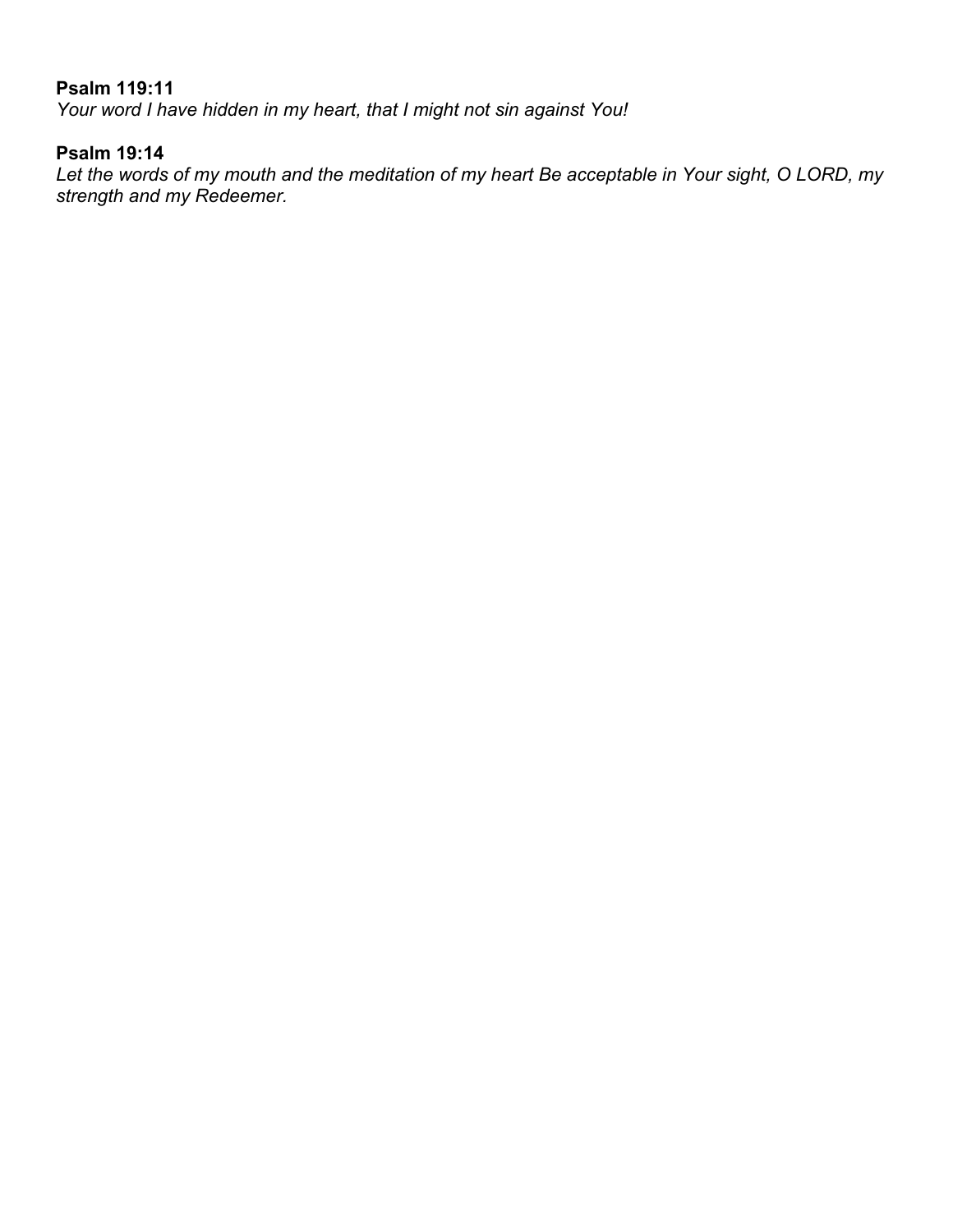**Psalm 119:11**
*Your word I have hidden in my heart, that I might not sin against You!*

**Psalm 19:14**
*Let the words of my mouth and the meditation of my heart Be acceptable in Your sight, O LORD, my strength and my Redeemer.*